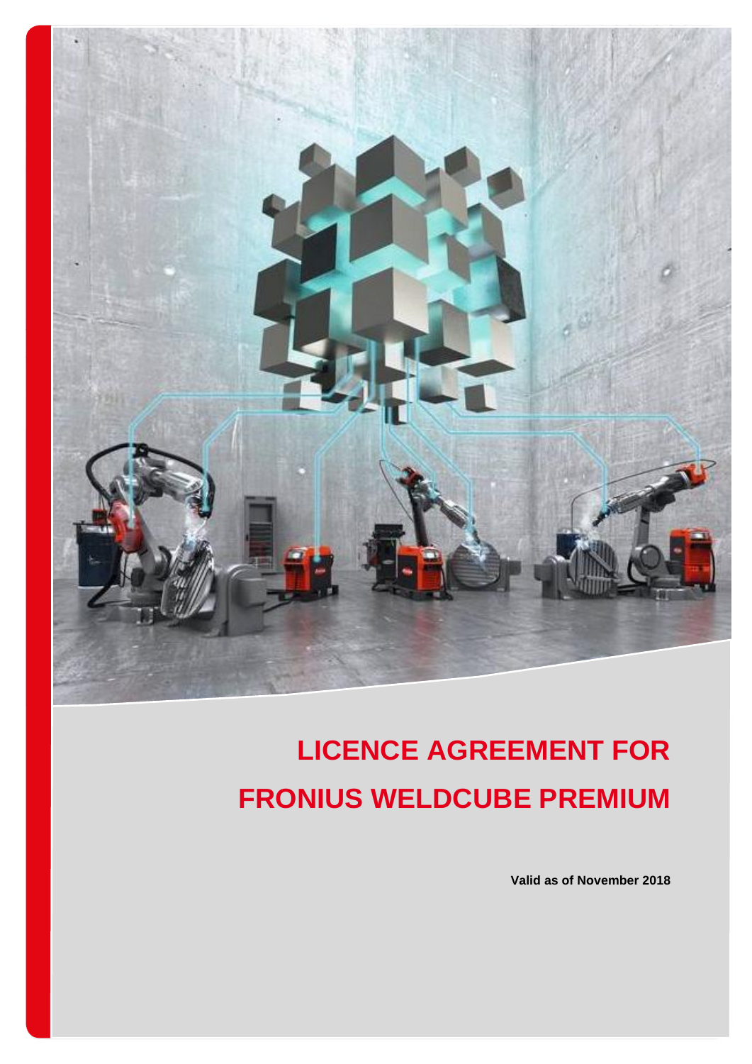# LICENCE AGREEMENT FOR FRONIUS WELDCUBE PREMIUM

**Valid as of November 2018**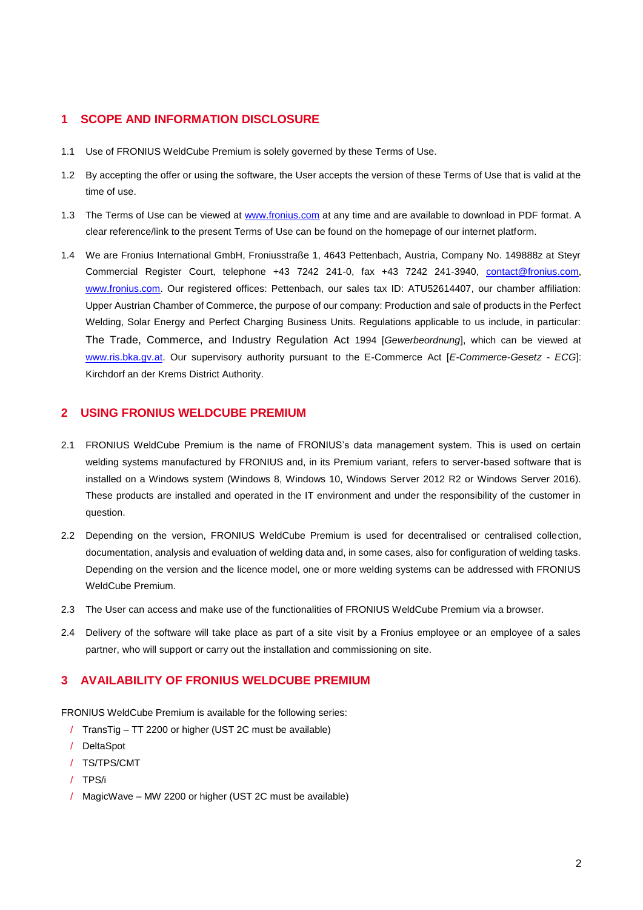## 1 SCOPE AND INFORMATION DISCLOSURE

1.1 Use of FRONIUS WeldCube Premium is solely governed by these Terms of Use.

1.2 By accepting the offer or using the software, the User accepts the version of these Terms of Use that is valid at the time of use.

1.3 The Terms of Use can be viewed at www.fronius.com at any time and are available to download in PDF format. A clear reference/link to the present Terms of Use can be found on the homepage of our internet platform.

1.4 We are Fronius International GmbH, Froniusstraße 1, 4643 Pettenbach, Austria, Company No. 149888z at Steyr Commercial Register Court, telephone +43 7242 241-0, fax +43 7242 241-3940, contact@fronius.com, www.fronius.com. Our registered offices: Pettenbach, our sales tax ID: ATU52614407, our chamber affiliation: Upper Austrian Chamber of Commerce, the purpose of our company: Production and sale of products in the Perfect Welding, Solar Energy and Perfect Charging Business Units. Regulations applicable to us include, in particular: The Trade, Commerce, and Industry Regulation Act 1994 [*Gewerbeordnung*], which can be viewed at www.ris.bka.gv.at. Our supervisory authority pursuant to the E-Commerce Act [*E-Commerce-Gesetz - ECG*]: Kirchdorf an der Krems District Authority.

## 2 USING FRONIUS WELDCUBE PREMIUM

2.1 FRONIUS WeldCube Premium is the name of FRONIUS's data management system. This is used on certain welding systems manufactured by FRONIUS and, in its Premium variant, refers to server-based software that is installed on a Windows system (Windows 8, Windows 10, Windows Server 2012 R2 or Windows Server 2016). These products are installed and operated in the IT environment and under the responsibility of the customer in question.

2.2 Depending on the version, FRONIUS WeldCube Premium is used for decentralised or centralised collection, documentation, analysis and evaluation of welding data and, in some cases, also for configuration of welding tasks. Depending on the version and the licence model, one or more welding systems can be addressed with FRONIUS WeldCube Premium.

2.3 The User can access and make use of the functionalities of FRONIUS WeldCube Premium via a browser.

2.4 Delivery of the software will take place as part of a site visit by a Fronius employee or an employee of a sales partner, who will support or carry out the installation and commissioning on site.

## 3 AVAILABILITY OF FRONIUS WELDCUBE PREMIUM

FRONIUS WeldCube Premium is available for the following series:

- TransTig – TT 2200 or higher (UST 2C must be available)
- DeltaSpot
- TS/TPS/CMT
- TPS/i
- MagicWave – MW 2200 or higher (UST 2C must be available)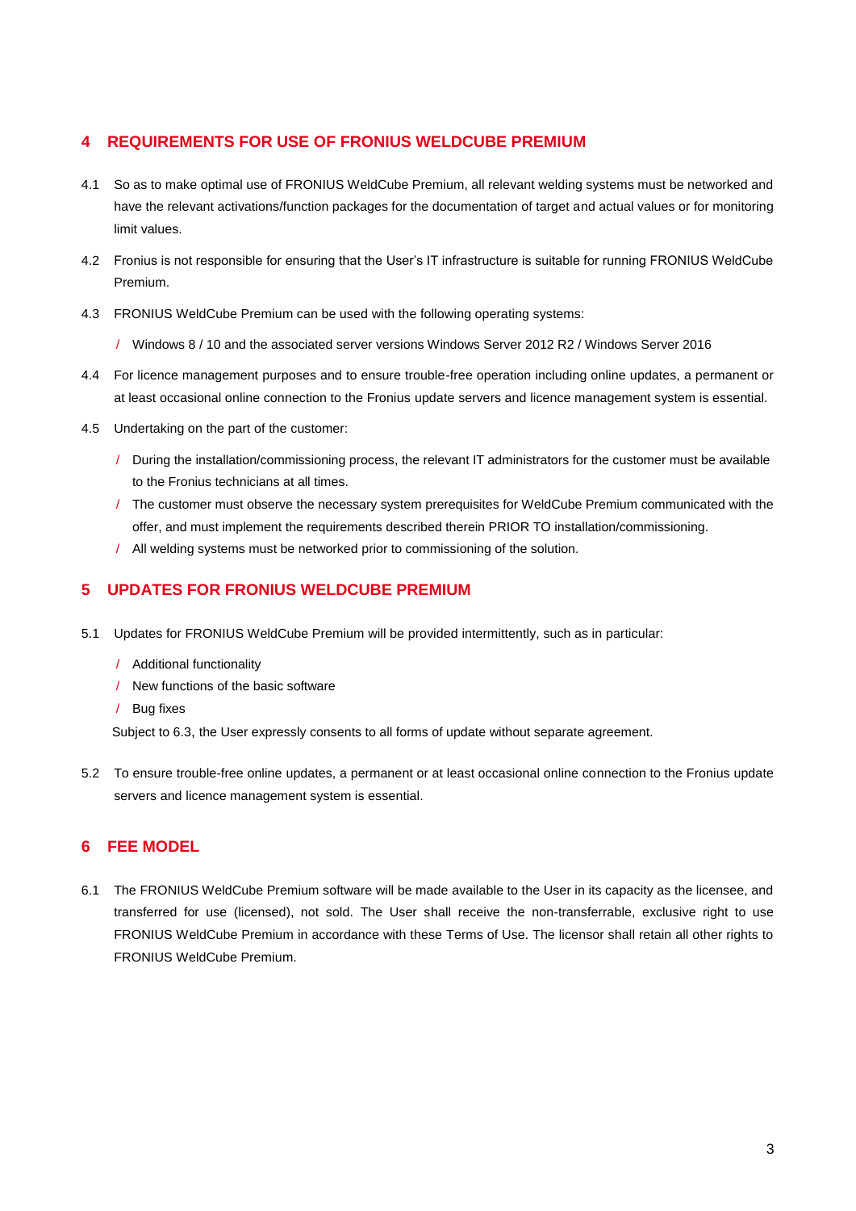## 4 REQUIREMENTS FOR USE OF FRONIUS WELDCUBE PREMIUM

4.1 So as to make optimal use of FRONIUS WeldCube Premium, all relevant welding systems must be networked and have the relevant activations/function packages for the documentation of target and actual values or for monitoring limit values.

4.2 Fronius is not responsible for ensuring that the User's IT infrastructure is suitable for running FRONIUS WeldCube Premium.

4.3 FRONIUS WeldCube Premium can be used with the following operating systems:

- Windows 8 / 10 and the associated server versions Windows Server 2012 R2 / Windows Server 2016

4.4 For licence management purposes and to ensure trouble-free operation including online updates, a permanent or at least occasional online connection to the Fronius update servers and licence management system is essential.

4.5 Undertaking on the part of the customer:

- During the installation/commissioning process, the relevant IT administrators for the customer must be available to the Fronius technicians at all times.
- The customer must observe the necessary system prerequisites for WeldCube Premium communicated with the offer, and must implement the requirements described therein PRIOR TO installation/commissioning.
- All welding systems must be networked prior to commissioning of the solution.

## 5 UPDATES FOR FRONIUS WELDCUBE PREMIUM

5.1 Updates for FRONIUS WeldCube Premium will be provided intermittently, such as in particular:

- Additional functionality
- New functions of the basic software
- Bug fixes

Subject to 6.3, the User expressly consents to all forms of update without separate agreement.

5.2 To ensure trouble-free online updates, a permanent or at least occasional online connection to the Fronius update servers and licence management system is essential.

## 6 FEE MODEL

6.1 The FRONIUS WeldCube Premium software will be made available to the User in its capacity as the licensee, and transferred for use (licensed), not sold. The User shall receive the non-transferrable, exclusive right to use FRONIUS WeldCube Premium in accordance with these Terms of Use. The licensor shall retain all other rights to FRONIUS WeldCube Premium.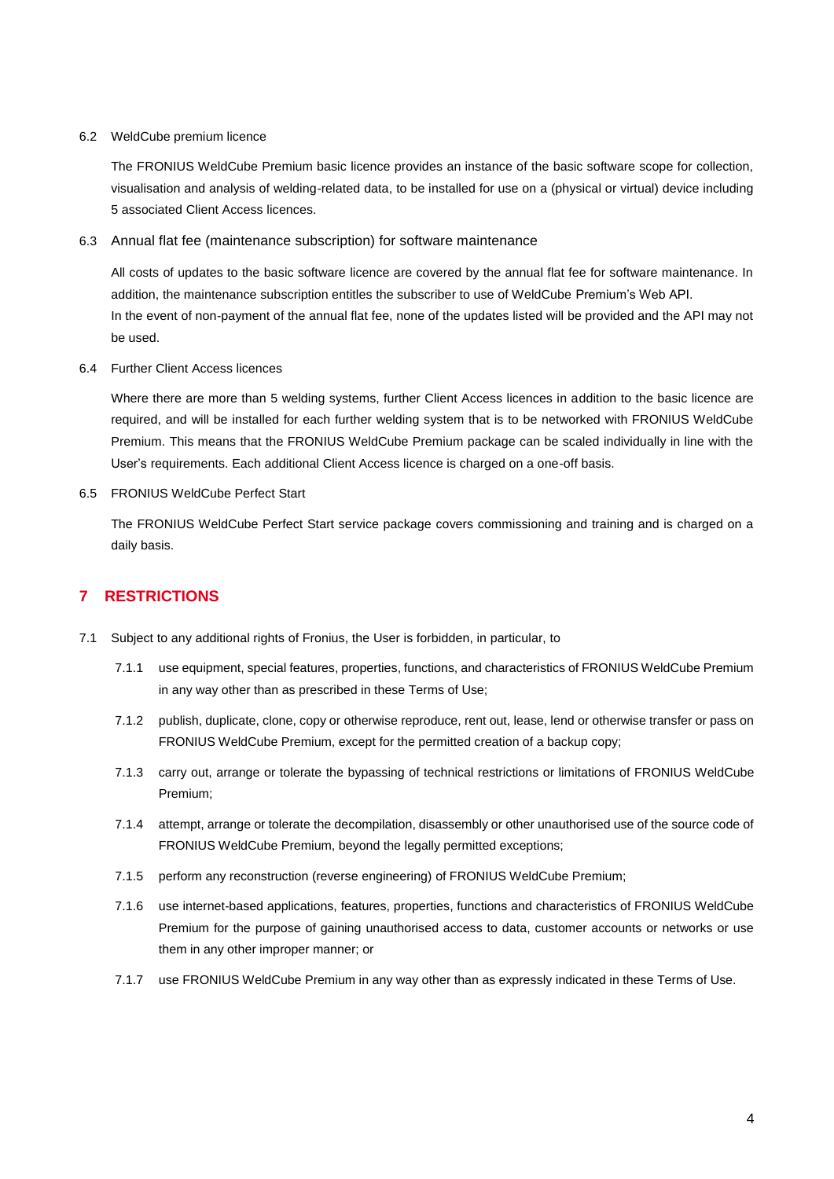6.2 WeldCube premium licence

The FRONIUS WeldCube Premium basic licence provides an instance of the basic software scope for collection, visualisation and analysis of welding-related data, to be installed for use on a (physical or virtual) device including 5 associated Client Access licences.

6.3 Annual flat fee (maintenance subscription) for software maintenance

All costs of updates to the basic software licence are covered by the annual flat fee for software maintenance. In addition, the maintenance subscription entitles the subscriber to use of WeldCube Premium's Web API.
In the event of non-payment of the annual flat fee, none of the updates listed will be provided and the API may not be used.

6.4 Further Client Access licences

Where there are more than 5 welding systems, further Client Access licences in addition to the basic licence are required, and will be installed for each further welding system that is to be networked with FRONIUS WeldCube Premium. This means that the FRONIUS WeldCube Premium package can be scaled individually in line with the User's requirements. Each additional Client Access licence is charged on a one-off basis.

6.5 FRONIUS WeldCube Perfect Start

The FRONIUS WeldCube Perfect Start service package covers commissioning and training and is charged on a daily basis.

## 7 RESTRICTIONS

7.1 Subject to any additional rights of Fronius, the User is forbidden, in particular, to

7.1.1 use equipment, special features, properties, functions, and characteristics of FRONIUS WeldCube Premium in any way other than as prescribed in these Terms of Use;

7.1.2 publish, duplicate, clone, copy or otherwise reproduce, rent out, lease, lend or otherwise transfer or pass on FRONIUS WeldCube Premium, except for the permitted creation of a backup copy;

7.1.3 carry out, arrange or tolerate the bypassing of technical restrictions or limitations of FRONIUS WeldCube Premium;

7.1.4 attempt, arrange or tolerate the decompilation, disassembly or other unauthorised use of the source code of FRONIUS WeldCube Premium, beyond the legally permitted exceptions;

7.1.5 perform any reconstruction (reverse engineering) of FRONIUS WeldCube Premium;

7.1.6 use internet-based applications, features, properties, functions and characteristics of FRONIUS WeldCube Premium for the purpose of gaining unauthorised access to data, customer accounts or networks or use them in any other improper manner; or

7.1.7 use FRONIUS WeldCube Premium in any way other than as expressly indicated in these Terms of Use.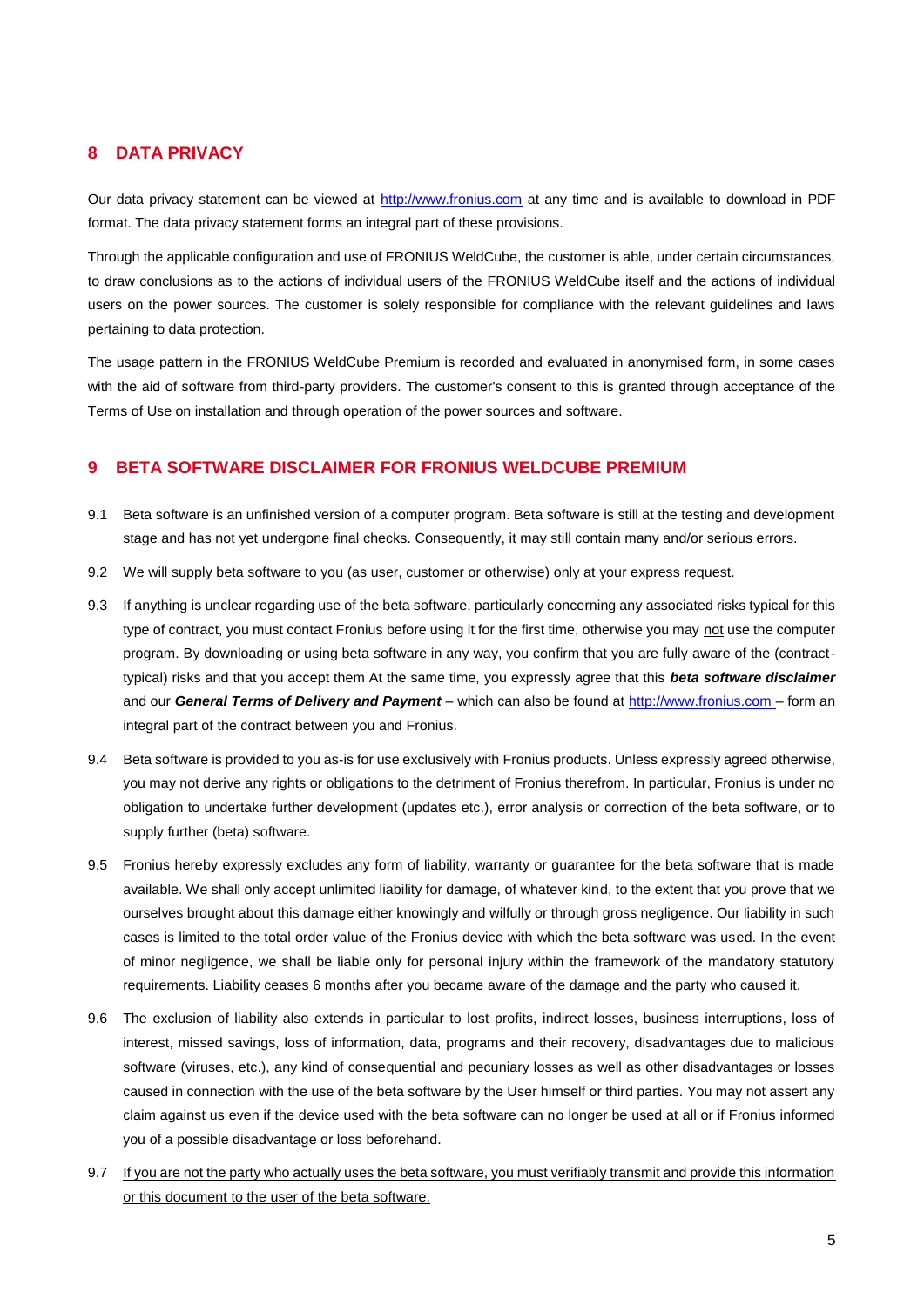## 8 DATA PRIVACY

Our data privacy statement can be viewed at http://www.fronius.com at any time and is available to download in PDF format. The data privacy statement forms an integral part of these provisions.

Through the applicable configuration and use of FRONIUS WeldCube, the customer is able, under certain circumstances, to draw conclusions as to the actions of individual users of the FRONIUS WeldCube itself and the actions of individual users on the power sources. The customer is solely responsible for compliance with the relevant guidelines and laws pertaining to data protection.

The usage pattern in the FRONIUS WeldCube Premium is recorded and evaluated in anonymised form, in some cases with the aid of software from third-party providers. The customer's consent to this is granted through acceptance of the Terms of Use on installation and through operation of the power sources and software.

## 9 BETA SOFTWARE DISCLAIMER FOR FRONIUS WELDCUBE PREMIUM

9.1 Beta software is an unfinished version of a computer program. Beta software is still at the testing and development stage and has not yet undergone final checks. Consequently, it may still contain many and/or serious errors.

9.2 We will supply beta software to you (as user, customer or otherwise) only at your express request.

9.3 If anything is unclear regarding use of the beta software, particularly concerning any associated risks typical for this type of contract, you must contact Fronius before using it for the first time, otherwise you may not use the computer program. By downloading or using beta software in any way, you confirm that you are fully aware of the (contract-typical) risks and that you accept them At the same time, you expressly agree that this ***beta software disclaimer*** and our ***General Terms of Delivery and Payment*** – which can also be found at http://www.fronius.com – form an integral part of the contract between you and Fronius.

9.4 Beta software is provided to you as-is for use exclusively with Fronius products. Unless expressly agreed otherwise, you may not derive any rights or obligations to the detriment of Fronius therefrom. In particular, Fronius is under no obligation to undertake further development (updates etc.), error analysis or correction of the beta software, or to supply further (beta) software.

9.5 Fronius hereby expressly excludes any form of liability, warranty or guarantee for the beta software that is made available. We shall only accept unlimited liability for damage, of whatever kind, to the extent that you prove that we ourselves brought about this damage either knowingly and wilfully or through gross negligence. Our liability in such cases is limited to the total order value of the Fronius device with which the beta software was used. In the event of minor negligence, we shall be liable only for personal injury within the framework of the mandatory statutory requirements. Liability ceases 6 months after you became aware of the damage and the party who caused it.

9.6 The exclusion of liability also extends in particular to lost profits, indirect losses, business interruptions, loss of interest, missed savings, loss of information, data, programs and their recovery, disadvantages due to malicious software (viruses, etc.), any kind of consequential and pecuniary losses as well as other disadvantages or losses caused in connection with the use of the beta software by the User himself or third parties. You may not assert any claim against us even if the device used with the beta software can no longer be used at all or if Fronius informed you of a possible disadvantage or loss beforehand.

9.7 If you are not the party who actually uses the beta software, you must verifiably transmit and provide this information or this document to the user of the beta software.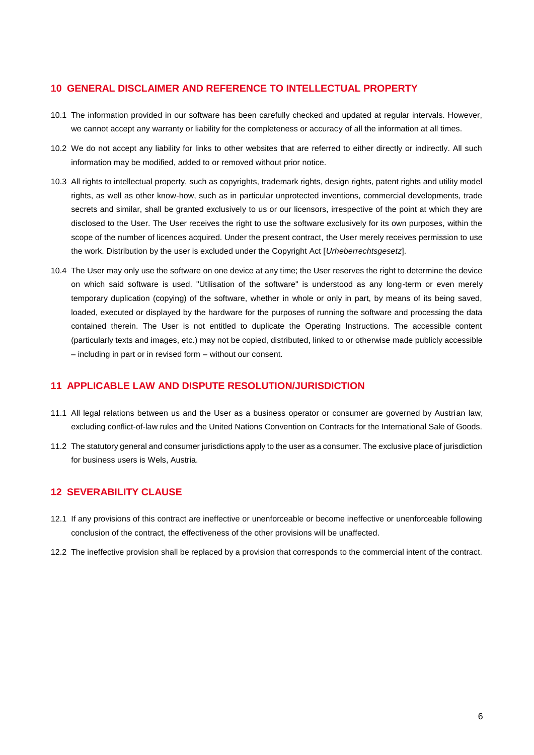## 10 GENERAL DISCLAIMER AND REFERENCE TO INTELLECTUAL PROPERTY

10.1 The information provided in our software has been carefully checked and updated at regular intervals. However, we cannot accept any warranty or liability for the completeness or accuracy of all the information at all times.

10.2 We do not accept any liability for links to other websites that are referred to either directly or indirectly. All such information may be modified, added to or removed without prior notice.

10.3 All rights to intellectual property, such as copyrights, trademark rights, design rights, patent rights and utility model rights, as well as other know-how, such as in particular unprotected inventions, commercial developments, trade secrets and similar, shall be granted exclusively to us or our licensors, irrespective of the point at which they are disclosed to the User. The User receives the right to use the software exclusively for its own purposes, within the scope of the number of licences acquired. Under the present contract, the User merely receives permission to use the work. Distribution by the user is excluded under the Copyright Act [*Urheberrechtsgesetz*].

10.4 The User may only use the software on one device at any time; the User reserves the right to determine the device on which said software is used. "Utilisation of the software" is understood as any long-term or even merely temporary duplication (copying) of the software, whether in whole or only in part, by means of its being saved, loaded, executed or displayed by the hardware for the purposes of running the software and processing the data contained therein. The User is not entitled to duplicate the Operating Instructions. The accessible content (particularly texts and images, etc.) may not be copied, distributed, linked to or otherwise made publicly accessible – including in part or in revised form – without our consent.

## 11 APPLICABLE LAW AND DISPUTE RESOLUTION/JURISDICTION

11.1 All legal relations between us and the User as a business operator or consumer are governed by Austrian law, excluding conflict-of-law rules and the United Nations Convention on Contracts for the International Sale of Goods.

11.2 The statutory general and consumer jurisdictions apply to the user as a consumer. The exclusive place of jurisdiction for business users is Wels, Austria.

## 12 SEVERABILITY CLAUSE

12.1 If any provisions of this contract are ineffective or unenforceable or become ineffective or unenforceable following conclusion of the contract, the effectiveness of the other provisions will be unaffected.

12.2 The ineffective provision shall be replaced by a provision that corresponds to the commercial intent of the contract.